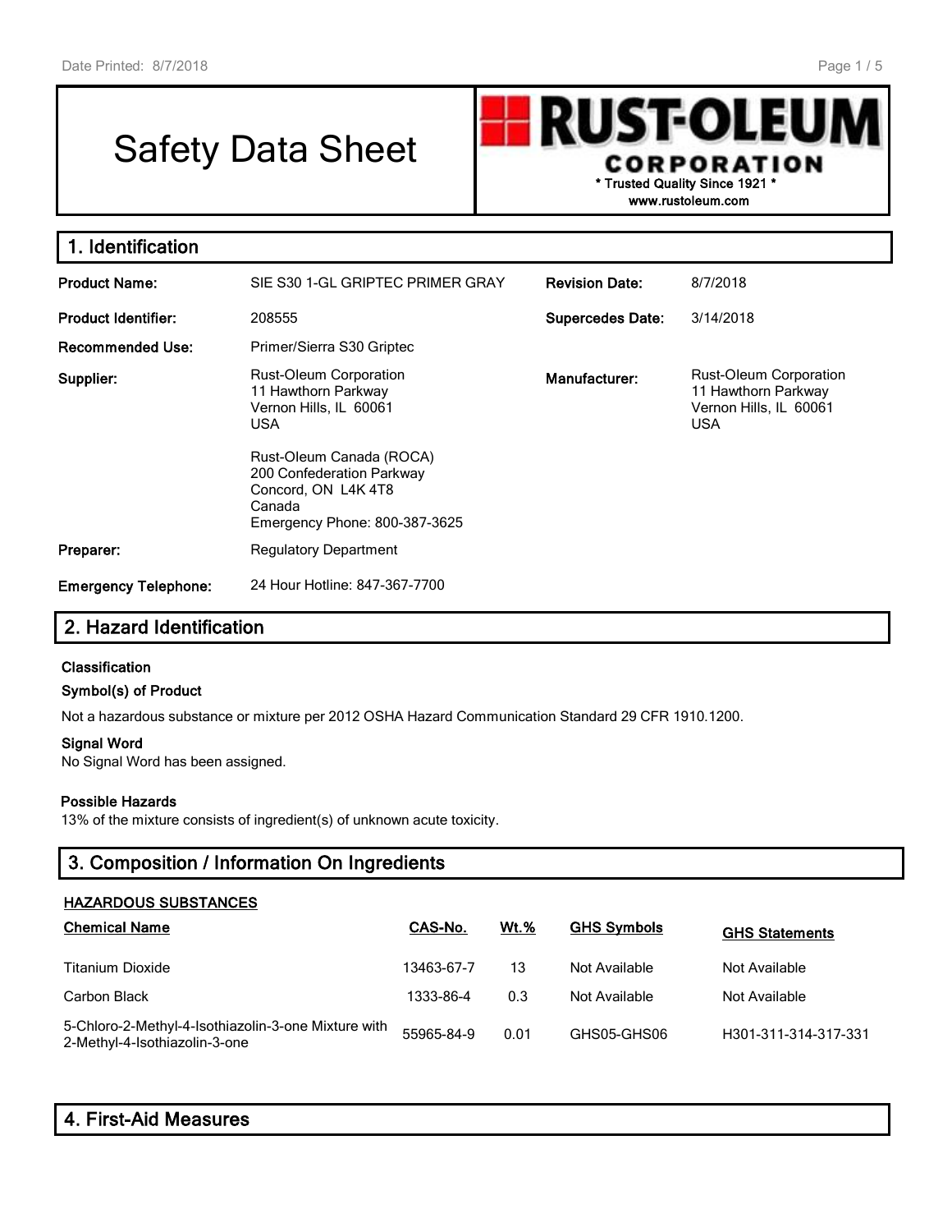# Safety Data Sheet

**RUST-OLEUM CORPORATION**
\* Trusted Quality Since 1921 \*
www.rustoleum.com

## 1. Identification

| | | | |
|---|---|---|---|
| **Product Name:** | SIE S30 1-GL GRIPTEC PRIMER GRAY | **Revision Date:** | 8/7/2018 |
| **Product Identifier:** | 208555 | **Supercedes Date:** | 3/14/2018 |
| **Recommended Use:** | Primer/Sierra S30 Griptec | | |
| **Supplier:** | Rust-Oleum Corporation<br>11 Hawthorn Parkway<br>Vernon Hills, IL 60061<br>USA<br><br>Rust-Oleum Canada (ROCA)<br>200 Confederation Parkway<br>Concord, ON L4K 4T8<br>Canada<br>Emergency Phone: 800-387-3625 | **Manufacturer:** | Rust-Oleum Corporation<br>11 Hawthorn Parkway<br>Vernon Hills, IL 60061<br>USA |
| **Preparer:** | Regulatory Department | | |
| **Emergency Telephone:** | 24 Hour Hotline: 847-367-7700 | | |

## 2. Hazard Identification

**Classification**

**Symbol(s) of Product**

Not a hazardous substance or mixture per 2012 OSHA Hazard Communication Standard 29 CFR 1910.1200.

**Signal Word**

No Signal Word has been assigned.

**Possible Hazards**

13% of the mixture consists of ingredient(s) of unknown acute toxicity.

## 3. Composition / Information On Ingredients

**HAZARDOUS SUBSTANCES**

| Chemical Name | CAS-No. | Wt.% | GHS Symbols | GHS Statements |
|---|---|---|---|---|
| Titanium Dioxide | 13463-67-7 | 13 | Not Available | Not Available |
| Carbon Black | 1333-86-4 | 0.3 | Not Available | Not Available |
| 5-Chloro-2-Methyl-4-Isothiazolin-3-one Mixture with 2-Methyl-4-Isothiazolin-3-one | 55965-84-9 | 0.01 | GHS05-GHS06 | H301-311-314-317-331 |

## 4. First-Aid Measures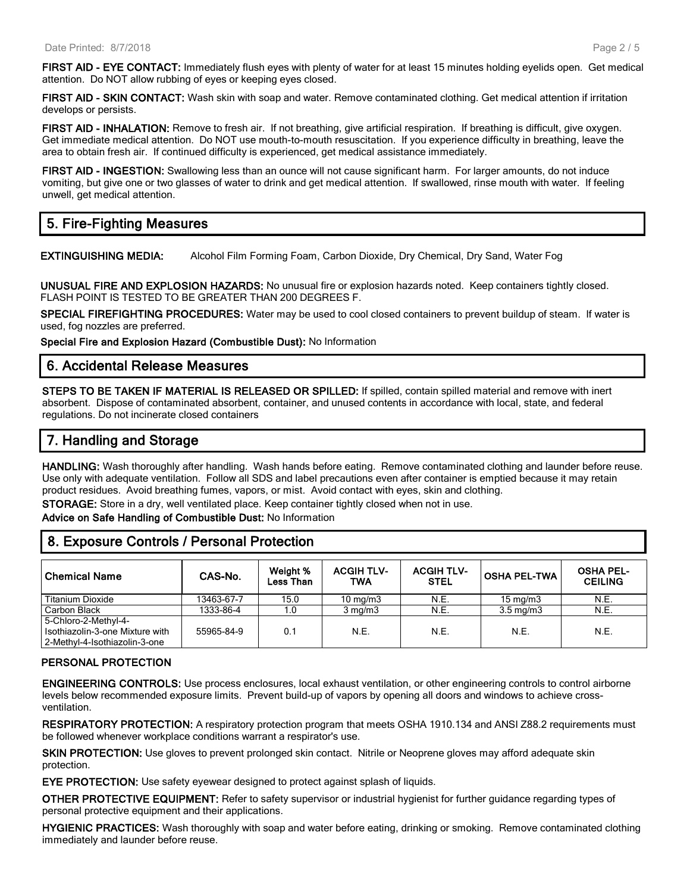**FIRST AID - EYE CONTACT:** Immediately flush eyes with plenty of water for at least 15 minutes holding eyelids open. Get medical attention. Do NOT allow rubbing of eyes or keeping eyes closed.

**FIRST AID - SKIN CONTACT:** Wash skin with soap and water. Remove contaminated clothing. Get medical attention if irritation develops or persists.

**FIRST AID - INHALATION:** Remove to fresh air. If not breathing, give artificial respiration. If breathing is difficult, give oxygen. Get immediate medical attention. Do NOT use mouth-to-mouth resuscitation. If you experience difficulty in breathing, leave the area to obtain fresh air. If continued difficulty is experienced, get medical assistance immediately.

**FIRST AID - INGESTION:** Swallowing less than an ounce will not cause significant harm. For larger amounts, do not induce vomiting, but give one or two glasses of water to drink and get medical attention. If swallowed, rinse mouth with water. If feeling unwell, get medical attention.

## 5. Fire-Fighting Measures

**EXTINGUISHING MEDIA:** Alcohol Film Forming Foam, Carbon Dioxide, Dry Chemical, Dry Sand, Water Fog

**UNUSUAL FIRE AND EXPLOSION HAZARDS:** No unusual fire or explosion hazards noted. Keep containers tightly closed. FLASH POINT IS TESTED TO BE GREATER THAN 200 DEGREES F.

**SPECIAL FIREFIGHTING PROCEDURES:** Water may be used to cool closed containers to prevent buildup of steam. If water is used, fog nozzles are preferred.

**Special Fire and Explosion Hazard (Combustible Dust):** No Information

## 6. Accidental Release Measures

**STEPS TO BE TAKEN IF MATERIAL IS RELEASED OR SPILLED:** If spilled, contain spilled material and remove with inert absorbent. Dispose of contaminated absorbent, container, and unused contents in accordance with local, state, and federal regulations. Do not incinerate closed containers

## 7. Handling and Storage

**HANDLING:** Wash thoroughly after handling. Wash hands before eating. Remove contaminated clothing and launder before reuse. Use only with adequate ventilation. Follow all SDS and label precautions even after container is emptied because it may retain product residues. Avoid breathing fumes, vapors, or mist. Avoid contact with eyes, skin and clothing.

**STORAGE:** Store in a dry, well ventilated place. Keep container tightly closed when not in use.

**Advice on Safe Handling of Combustible Dust:** No Information

## 8. Exposure Controls / Personal Protection

| Chemical Name | CAS-No. | Weight % Less Than | ACGIH TLV-TWA | ACGIH TLV-STEL | OSHA PEL-TWA | OSHA PEL-CEILING |
|---|---|---|---|---|---|---|
| Titanium Dioxide | 13463-67-7 | 15.0 | 10 mg/m3 | N.E. | 15 mg/m3 | N.E. |
| Carbon Black | 1333-86-4 | 1.0 | 3 mg/m3 | N.E. | 3.5 mg/m3 | N.E. |
| 5-Chloro-2-Methyl-4-Isothiazolin-3-one Mixture with 2-Methyl-4-Isothiazolin-3-one | 55965-84-9 | 0.1 | N.E. | N.E. | N.E. | N.E. |

### PERSONAL PROTECTION

**ENGINEERING CONTROLS:** Use process enclosures, local exhaust ventilation, or other engineering controls to control airborne levels below recommended exposure limits. Prevent build-up of vapors by opening all doors and windows to achieve cross-ventilation.

**RESPIRATORY PROTECTION:** A respiratory protection program that meets OSHA 1910.134 and ANSI Z88.2 requirements must be followed whenever workplace conditions warrant a respirator's use.

**SKIN PROTECTION:** Use gloves to prevent prolonged skin contact. Nitrile or Neoprene gloves may afford adequate skin protection.

**EYE PROTECTION:** Use safety eyewear designed to protect against splash of liquids.

**OTHER PROTECTIVE EQUIPMENT:** Refer to safety supervisor or industrial hygienist for further guidance regarding types of personal protective equipment and their applications.

**HYGIENIC PRACTICES:** Wash thoroughly with soap and water before eating, drinking or smoking. Remove contaminated clothing immediately and launder before reuse.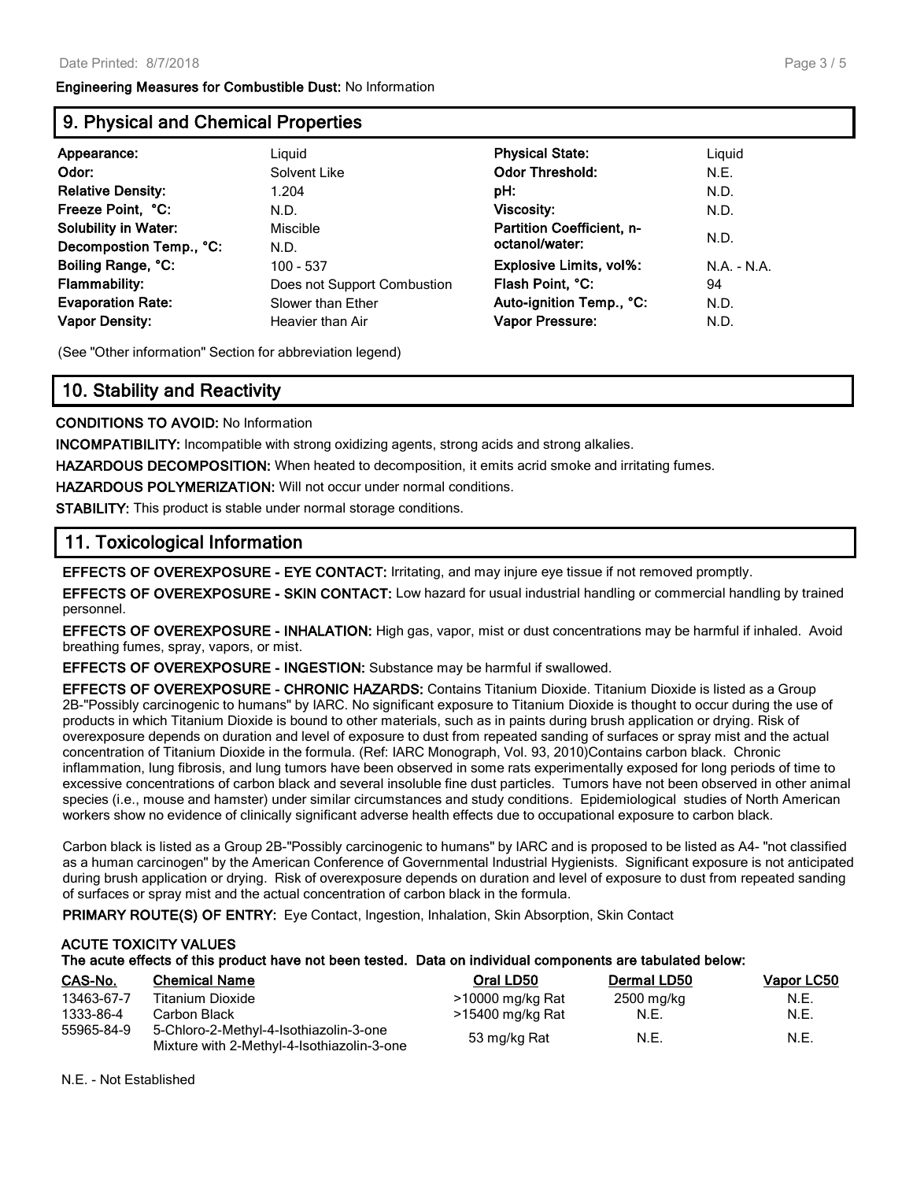**Engineering Measures for Combustible Dust:** No Information

## 9. Physical and Chemical Properties

| | | | |
|---|---|---|---|
| **Appearance:** | Liquid | **Physical State:** | Liquid |
| **Odor:** | Solvent Like | **Odor Threshold:** | N.E. |
| **Relative Density:** | 1.204 | **pH:** | N.D. |
| **Freeze Point, °C:** | N.D. | **Viscosity:** | N.D. |
| **Solubility in Water:** | Miscible | **Partition Coefficient, n-octanol/water:** | N.D. |
| **Decompostion Temp., °C:** | N.D. | | |
| **Boiling Range, °C:** | 100 - 537 | **Explosive Limits, vol%:** | N.A. - N.A. |
| **Flammability:** | Does not Support Combustion | **Flash Point, °C:** | 94 |
| **Evaporation Rate:** | Slower than Ether | **Auto-ignition Temp., °C:** | N.D. |
| **Vapor Density:** | Heavier than Air | **Vapor Pressure:** | N.D. |

(See "Other information" Section for abbreviation legend)

## 10. Stability and Reactivity

**CONDITIONS TO AVOID:** No Information

**INCOMPATIBILITY:** Incompatible with strong oxidizing agents, strong acids and strong alkalies.

**HAZARDOUS DECOMPOSITION:** When heated to decomposition, it emits acrid smoke and irritating fumes.

**HAZARDOUS POLYMERIZATION:** Will not occur under normal conditions.

**STABILITY:** This product is stable under normal storage conditions.

## 11. Toxicological Information

**EFFECTS OF OVEREXPOSURE - EYE CONTACT:** Irritating, and may injure eye tissue if not removed promptly.

**EFFECTS OF OVEREXPOSURE - SKIN CONTACT:** Low hazard for usual industrial handling or commercial handling by trained personnel.

**EFFECTS OF OVEREXPOSURE - INHALATION:** High gas, vapor, mist or dust concentrations may be harmful if inhaled. Avoid breathing fumes, spray, vapors, or mist.

**EFFECTS OF OVEREXPOSURE - INGESTION:** Substance may be harmful if swallowed.

**EFFECTS OF OVEREXPOSURE - CHRONIC HAZARDS:** Contains Titanium Dioxide. Titanium Dioxide is listed as a Group 2B-"Possibly carcinogenic to humans" by IARC. No significant exposure to Titanium Dioxide is thought to occur during the use of products in which Titanium Dioxide is bound to other materials, such as in paints during brush application or drying. Risk of overexposure depends on duration and level of exposure to dust from repeated sanding of surfaces or spray mist and the actual concentration of Titanium Dioxide in the formula. (Ref: IARC Monograph, Vol. 93, 2010)Contains carbon black. Chronic inflammation, lung fibrosis, and lung tumors have been observed in some rats experimentally exposed for long periods of time to excessive concentrations of carbon black and several insoluble fine dust particles. Tumors have not been observed in other animal species (i.e., mouse and hamster) under similar circumstances and study conditions. Epidemiological studies of North American workers show no evidence of clinically significant adverse health effects due to occupational exposure to carbon black.

Carbon black is listed as a Group 2B-"Possibly carcinogenic to humans" by IARC and is proposed to be listed as A4- "not classified as a human carcinogen" by the American Conference of Governmental Industrial Hygienists. Significant exposure is not anticipated during brush application or drying. Risk of overexposure depends on duration and level of exposure to dust from repeated sanding of surfaces or spray mist and the actual concentration of carbon black in the formula.

**PRIMARY ROUTE(S) OF ENTRY:** Eye Contact, Ingestion, Inhalation, Skin Absorption, Skin Contact

**ACUTE TOXICITY VALUES**

**The acute effects of this product have not been tested. Data on individual components are tabulated below:**

| CAS-No. | Chemical Name | Oral LD50 | Dermal LD50 | Vapor LC50 |
|---|---|---|---|---|
| 13463-67-7 | Titanium Dioxide | >10000 mg/kg Rat | 2500 mg/kg | N.E. |
| 1333-86-4 | Carbon Black | >15400 mg/kg Rat | N.E. | N.E. |
| 55965-84-9 | 5-Chloro-2-Methyl-4-Isothiazolin-3-one Mixture with 2-Methyl-4-Isothiazolin-3-one | 53 mg/kg Rat | N.E. | N.E. |

N.E. - Not Established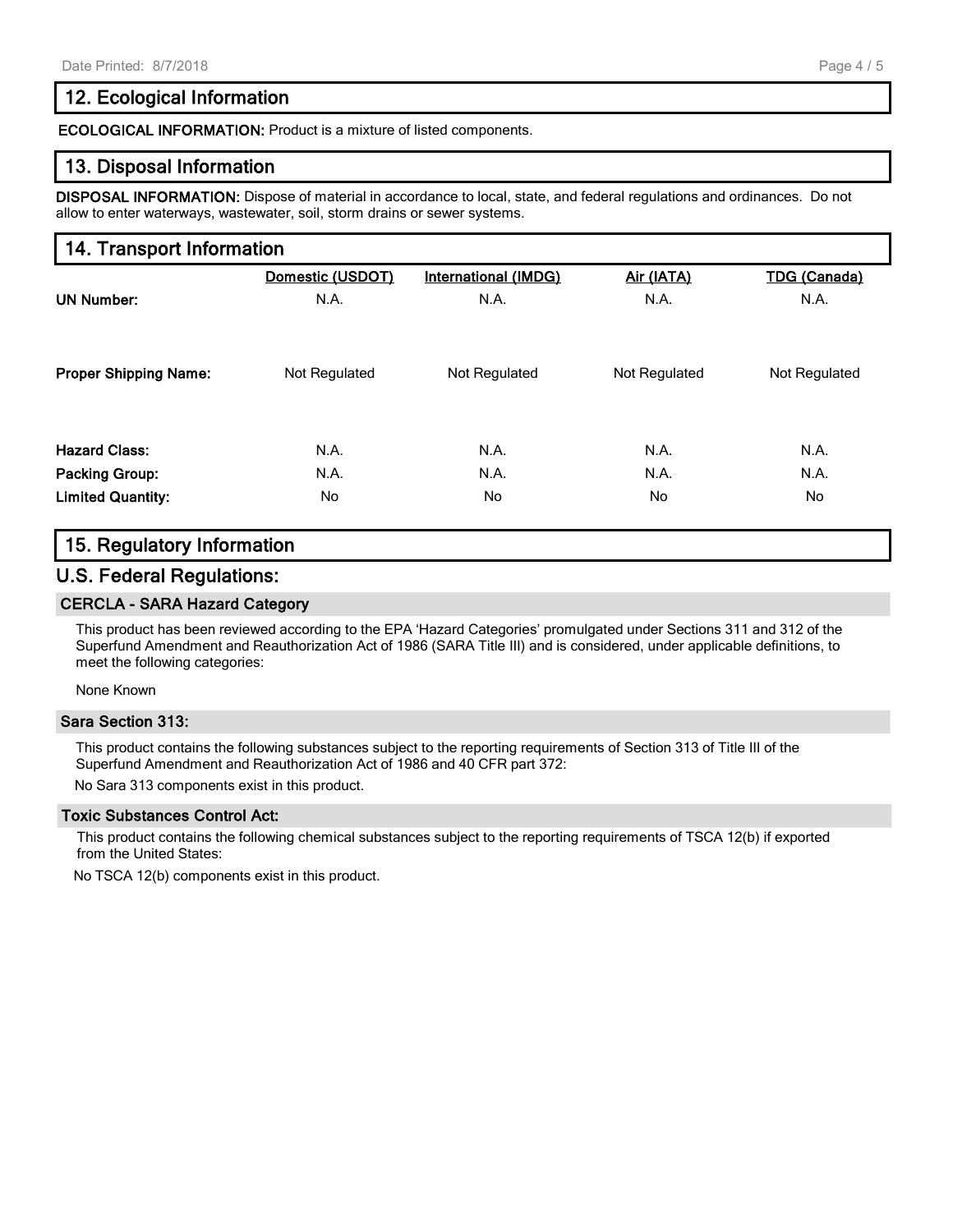## 12. Ecological Information

**ECOLOGICAL INFORMATION:** Product is a mixture of listed components.

## 13. Disposal Information

**DISPOSAL INFORMATION:** Dispose of material in accordance to local, state, and federal regulations and ordinances. Do not allow to enter waterways, wastewater, soil, storm drains or sewer systems.

## 14. Transport Information

| | Domestic (USDOT) | International (IMDG) | Air (IATA) | TDG (Canada) |
|---|---|---|---|---|
| **UN Number:** | N.A. | N.A. | N.A. | N.A. |
| **Proper Shipping Name:** | Not Regulated | Not Regulated | Not Regulated | Not Regulated |
| **Hazard Class:** | N.A. | N.A. | N.A. | N.A. |
| **Packing Group:** | N.A. | N.A. | N.A. | N.A. |
| **Limited Quantity:** | No | No | No | No |

## 15. Regulatory Information

## U.S. Federal Regulations:

### CERCLA - SARA Hazard Category

This product has been reviewed according to the EPA 'Hazard Categories' promulgated under Sections 311 and 312 of the Superfund Amendment and Reauthorization Act of 1986 (SARA Title III) and is considered, under applicable definitions, to meet the following categories:

None Known

### Sara Section 313:

This product contains the following substances subject to the reporting requirements of Section 313 of Title III of the Superfund Amendment and Reauthorization Act of 1986 and 40 CFR part 372:

No Sara 313 components exist in this product.

### Toxic Substances Control Act:

This product contains the following chemical substances subject to the reporting requirements of TSCA 12(b) if exported from the United States:

No TSCA 12(b) components exist in this product.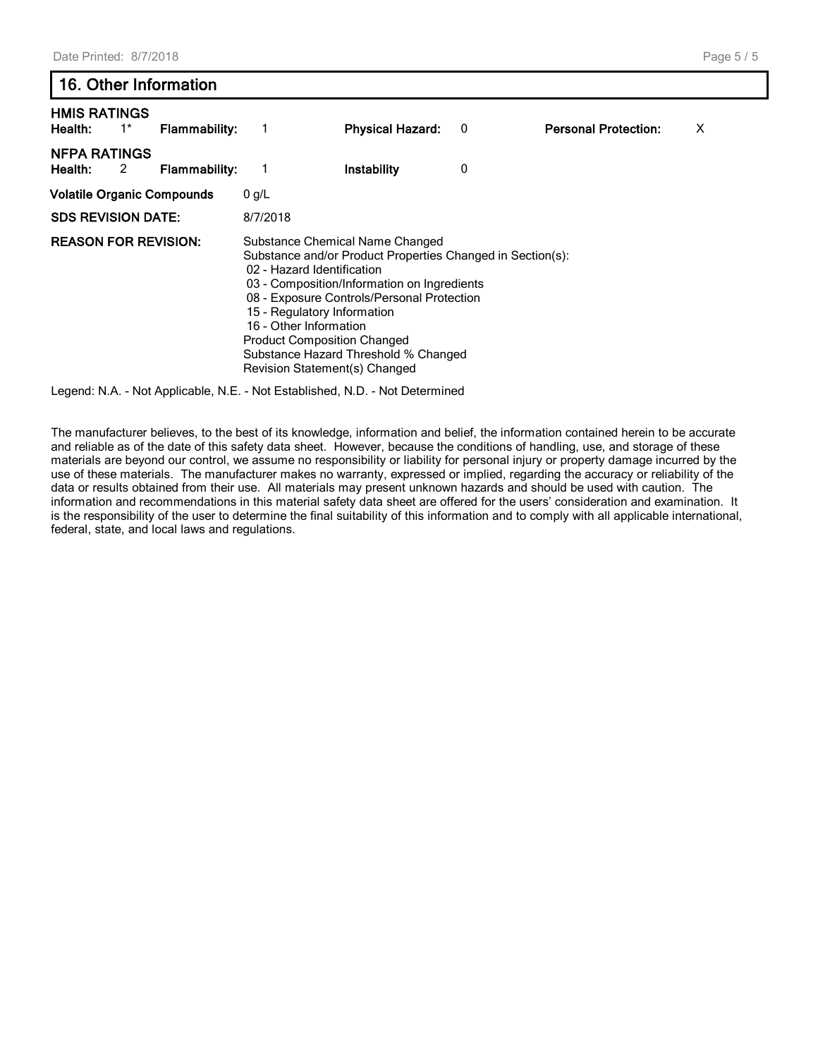## 16. Other Information

**HMIS RATINGS**

| | | | | | | | |
|---|---|---|---|---|---|---|---|
| **Health:** | 1* | **Flammability:** | 1 | **Physical Hazard:** | 0 | **Personal Protection:** | X |

**NFPA RATINGS**

| | | | | | |
|---|---|---|---|---|---|
| **Health:** | 2 | **Flammability:** | 1 | **Instability** | 0 |

**Volatile Organic Compounds** 0 g/L

**SDS REVISION DATE:** 8/7/2018

**REASON FOR REVISION:**

Substance Chemical Name Changed
Substance and/or Product Properties Changed in Section(s):
- 02 - Hazard Identification
- 03 - Composition/Information on Ingredients
- 08 - Exposure Controls/Personal Protection
- 15 - Regulatory Information
- 16 - Other Information

Product Composition Changed
Substance Hazard Threshold % Changed
Revision Statement(s) Changed

Legend: N.A. - Not Applicable, N.E. - Not Established, N.D. - Not Determined

The manufacturer believes, to the best of its knowledge, information and belief, the information contained herein to be accurate and reliable as of the date of this safety data sheet. However, because the conditions of handling, use, and storage of these materials are beyond our control, we assume no responsibility or liability for personal injury or property damage incurred by the use of these materials. The manufacturer makes no warranty, expressed or implied, regarding the accuracy or reliability of the data or results obtained from their use. All materials may present unknown hazards and should be used with caution. The information and recommendations in this material safety data sheet are offered for the users' consideration and examination. It is the responsibility of the user to determine the final suitability of this information and to comply with all applicable international, federal, state, and local laws and regulations.